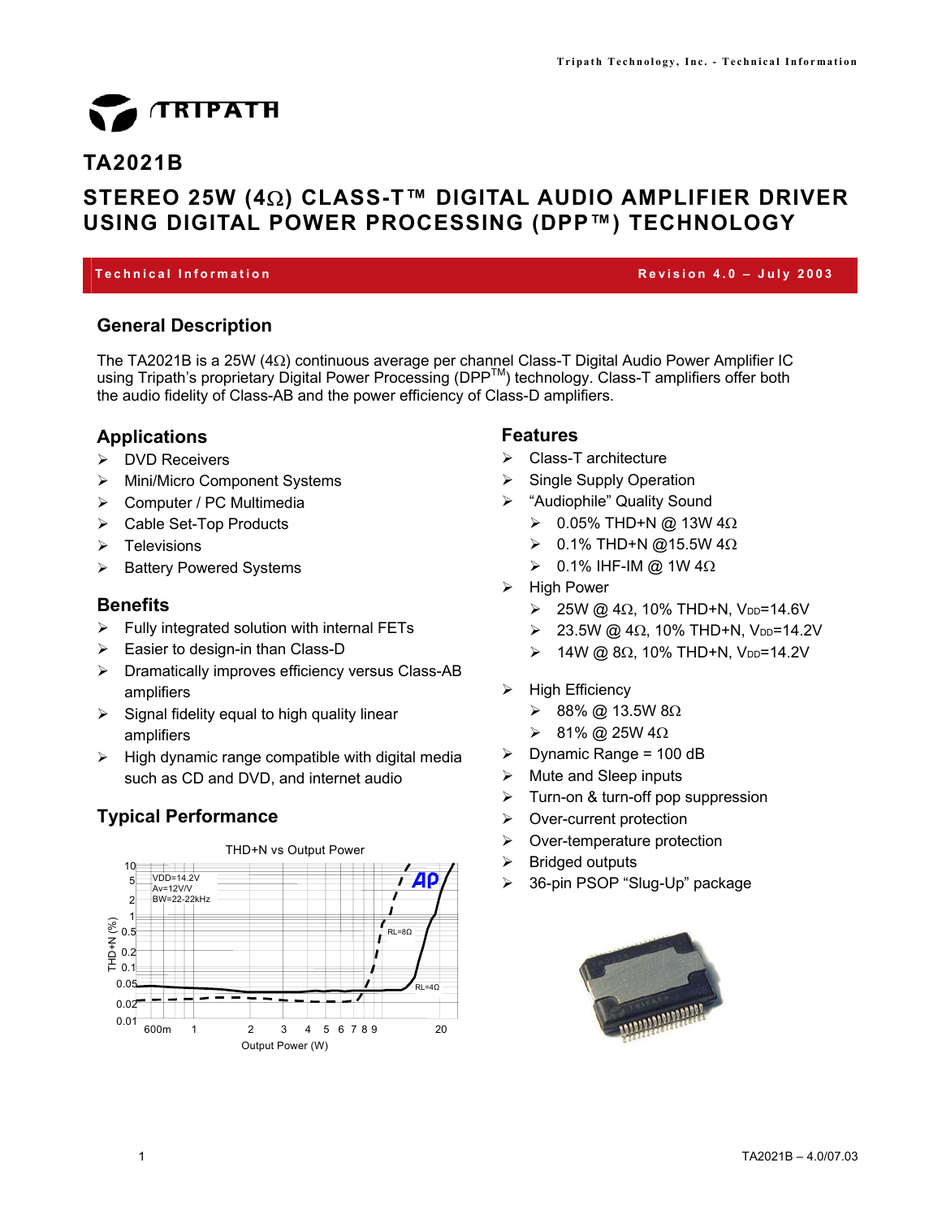# TA2021B

## STEREO 25W (4Ω) CLASS-T™ DIGITAL AUDIO AMPLIFIER DRIVER USING DIGITAL POWER PROCESSING (DPP™) TECHNOLOGY

**Technical Information** — **Revision 4.0 – July 2003**

## General Description

The TA2021B is a 25W (4Ω) continuous average per channel Class-T Digital Audio Power Amplifier IC using Tripath's proprietary Digital Power Processing (DPP™) technology. Class-T amplifiers offer both the audio fidelity of Class-AB and the power efficiency of Class-D amplifiers.

## Applications

- DVD Receivers
- Mini/Micro Component Systems
- Computer / PC Multimedia
- Cable Set-Top Products
- Televisions
- Battery Powered Systems

## Benefits

- Fully integrated solution with internal FETs
- Easier to design-in than Class-D
- Dramatically improves efficiency versus Class-AB amplifiers
- Signal fidelity equal to high quality linear amplifiers
- High dynamic range compatible with digital media such as CD and DVD, and internet audio

## Typical Performance

THD+N vs Output Power

VDD=14.2V
Av=12V/V
BW=22-22kHz

RL=8Ω
RL=4Ω

THD+N (%)
Output Power (W)

## Features

- Class-T architecture
- Single Supply Operation
- "Audiophile" Quality Sound
  - 0.05% THD+N @ 13W 4Ω
  - 0.1% THD+N @15.5W 4Ω
  - 0.1% IHF-IM @ 1W 4Ω
- High Power
  - 25W @ 4Ω, 10% THD+N, $V_{DD}$=14.6V
  - 23.5W @ 4Ω, 10% THD+N, $V_{DD}$=14.2V
  - 14W @ 8Ω, 10% THD+N, $V_{DD}$=14.2V
- High Efficiency
  - 88% @ 13.5W 8Ω
  - 81% @ 25W 4Ω
- Dynamic Range = 100 dB
- Mute and Sleep inputs
- Turn-on & turn-off pop suppression
- Over-current protection
- Over-temperature protection
- Bridged outputs
- 36-pin PSOP "Slug-Up" package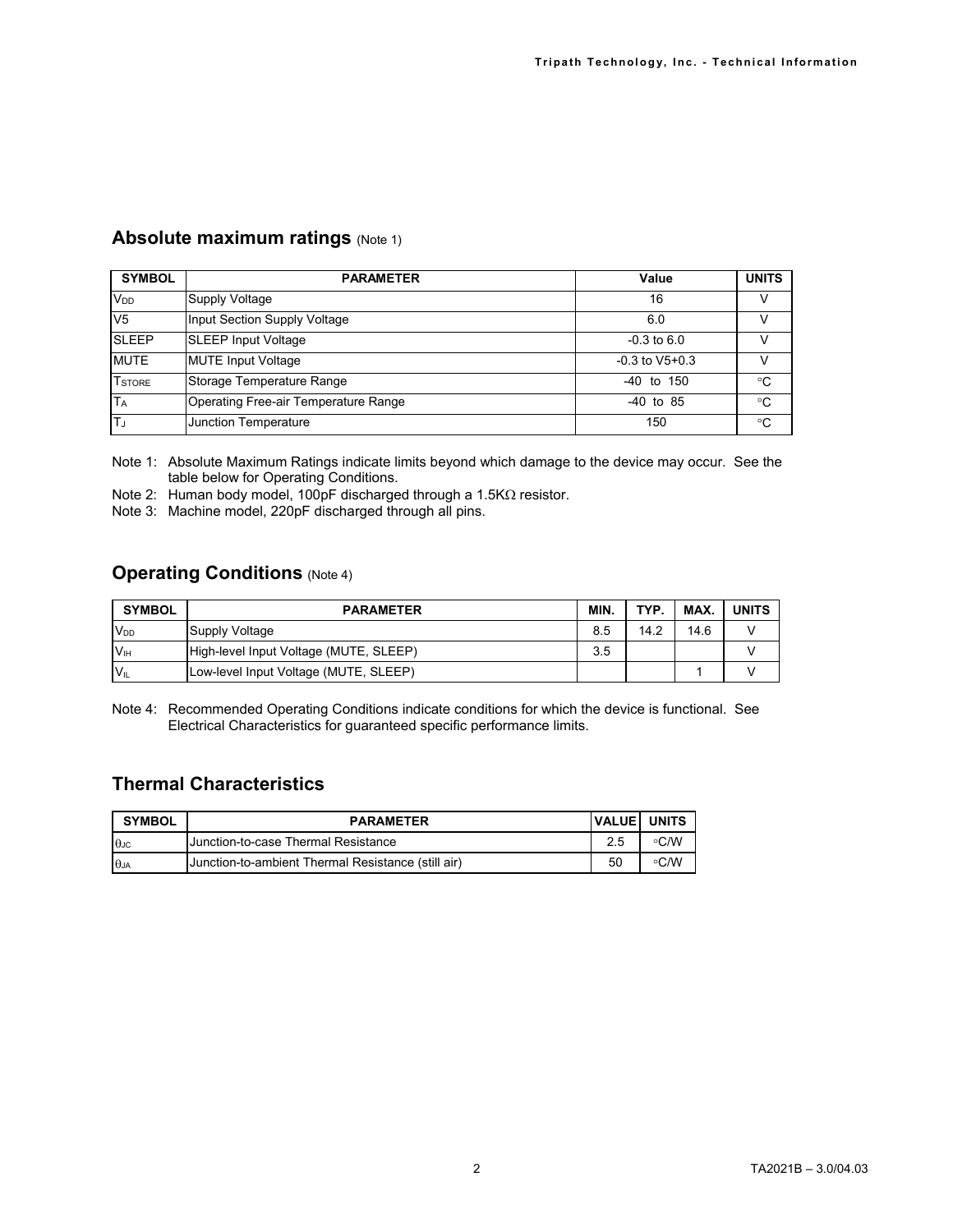## Absolute maximum ratings (Note 1)

| SYMBOL | PARAMETER | Value | UNITS |
|---|---|---|---|
| $V_{DD}$ | Supply Voltage | 16 | V |
| V5 | Input Section Supply Voltage | 6.0 | V |
| SLEEP | SLEEP Input Voltage | -0.3 to 6.0 | V |
| MUTE | MUTE Input Voltage | -0.3 to V5+0.3 | V |
| $T_{STORE}$ | Storage Temperature Range | -40 to 150 | °C |
| $T_A$ | Operating Free-air Temperature Range | -40 to 85 | °C |
| $T_J$ | Junction Temperature | 150 | °C |

Note 1: Absolute Maximum Ratings indicate limits beyond which damage to the device may occur. See the table below for Operating Conditions.

Note 2: Human body model, 100pF discharged through a 1.5KΩ resistor.

Note 3: Machine model, 220pF discharged through all pins.

## Operating Conditions (Note 4)

| SYMBOL | PARAMETER | MIN. | TYP. | MAX. | UNITS |
|---|---|---|---|---|---|
| $V_{DD}$ | Supply Voltage | 8.5 | 14.2 | 14.6 | V |
| $V_{IH}$ | High-level Input Voltage (MUTE, SLEEP) | 3.5 | | | V |
| $V_{IL}$ | Low-level Input Voltage (MUTE, SLEEP) | | | 1 | V |

Note 4: Recommended Operating Conditions indicate conditions for which the device is functional. See Electrical Characteristics for guaranteed specific performance limits.

## Thermal Characteristics

| SYMBOL | PARAMETER | VALUE | UNITS |
|---|---|---|---|
| $\theta_{JC}$ | Junction-to-case Thermal Resistance | 2.5 | °C/W |
| $\theta_{JA}$ | Junction-to-ambient Thermal Resistance (still air) | 50 | °C/W |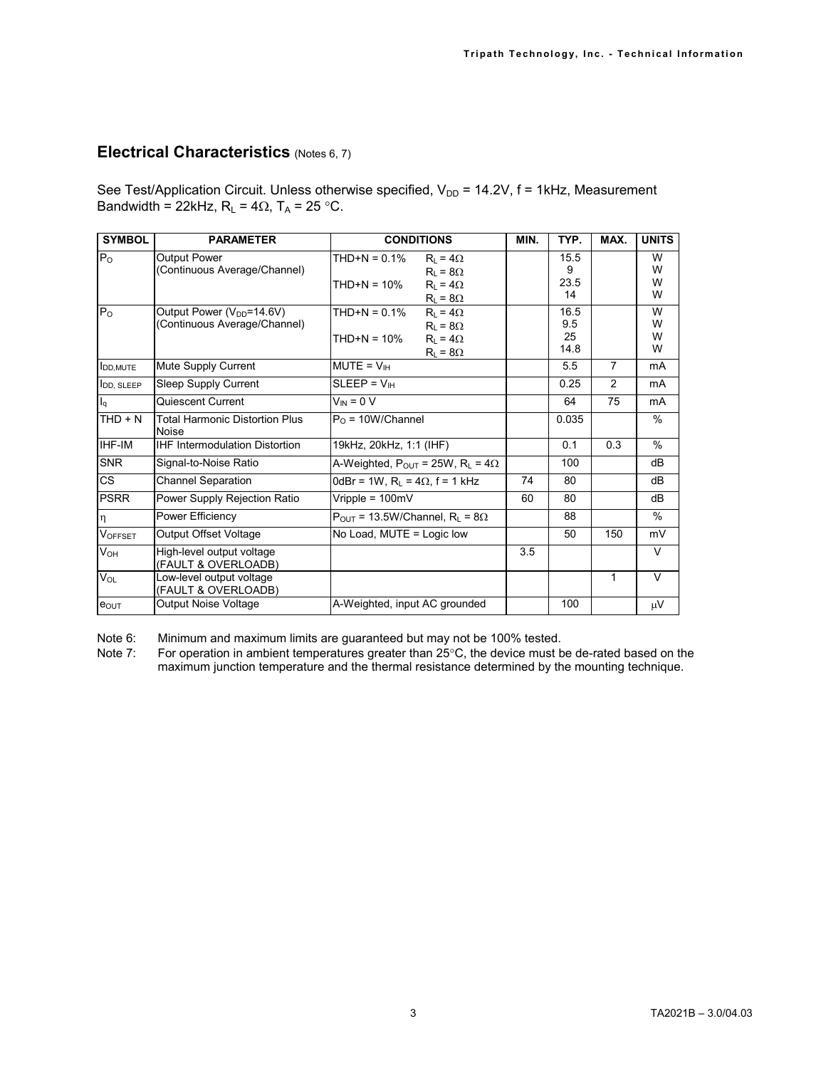## Electrical Characteristics (Notes 6, 7)

See Test/Application Circuit. Unless otherwise specified, $V_{DD}$ = 14.2V, f = 1kHz, Measurement Bandwidth = 22kHz, $R_L$ = 4Ω, $T_A$ = 25 °C.

| SYMBOL | PARAMETER | CONDITIONS | | MIN. | TYP. | MAX. | UNITS |
|---|---|---|---|---|---|---|---|
| $P_O$ | Output Power (Continuous Average/Channel) | THD+N = 0.1% | $R_L$ = 4Ω | | 15.5 | | W |
| | | | $R_L$ = 8Ω | | 9 | | W |
| | | THD+N = 10% | $R_L$ = 4Ω | | 23.5 | | W |
| | | | $R_L$ = 8Ω | | 14 | | W |
| $P_O$ | Output Power ($V_{DD}$=14.6V) (Continuous Average/Channel) | THD+N = 0.1% | $R_L$ = 4Ω | | 16.5 | | W |
| | | | $R_L$ = 8Ω | | 9.5 | | W |
| | | THD+N = 10% | $R_L$ = 4Ω | | 25 | | W |
| | | | $R_L$ = 8Ω | | 14.8 | | W |
| $I_{DD,MUTE}$ | Mute Supply Current | MUTE = $V_{IH}$ | | | 5.5 | 7 | mA |
| $I_{DD,SLEEP}$ | Sleep Supply Current | SLEEP = $V_{IH}$ | | | 0.25 | 2 | mA |
| $I_q$ | Quiescent Current | $V_{IN}$ = 0 V | | | 64 | 75 | mA |
| THD + N | Total Harmonic Distortion Plus Noise | $P_O$ = 10W/Channel | | | 0.035 | | % |
| IHF-IM | IHF Intermodulation Distortion | 19kHz, 20kHz, 1:1 (IHF) | | | 0.1 | 0.3 | % |
| SNR | Signal-to-Noise Ratio | A-Weighted, $P_{OUT}$ = 25W, $R_L$ = 4Ω | | | 100 | | dB |
| CS | Channel Separation | 0dBr = 1W, $R_L$ = 4Ω, f = 1 kHz | | 74 | 80 | | dB |
| PSRR | Power Supply Rejection Ratio | Vripple = 100mV | | 60 | 80 | | dB |
| η | Power Efficiency | $P_{OUT}$ = 13.5W/Channel, $R_L$ = 8Ω | | | 88 | | % |
| $V_{OFFSET}$ | Output Offset Voltage | No Load, MUTE = Logic low | | | 50 | 150 | mV |
| $V_{OH}$ | High-level output voltage (FAULT & OVERLOADB) | | | 3.5 | | | V |
| $V_{OL}$ | Low-level output voltage (FAULT & OVERLOADB) | | | | | 1 | V |
| $e_{OUT}$ | Output Noise Voltage | A-Weighted, input AC grounded | | | 100 | | μV |

Note 6: Minimum and maximum limits are guaranteed but may not be 100% tested.

Note 7: For operation in ambient temperatures greater than 25°C, the device must be de-rated based on the maximum junction temperature and the thermal resistance determined by the mounting technique.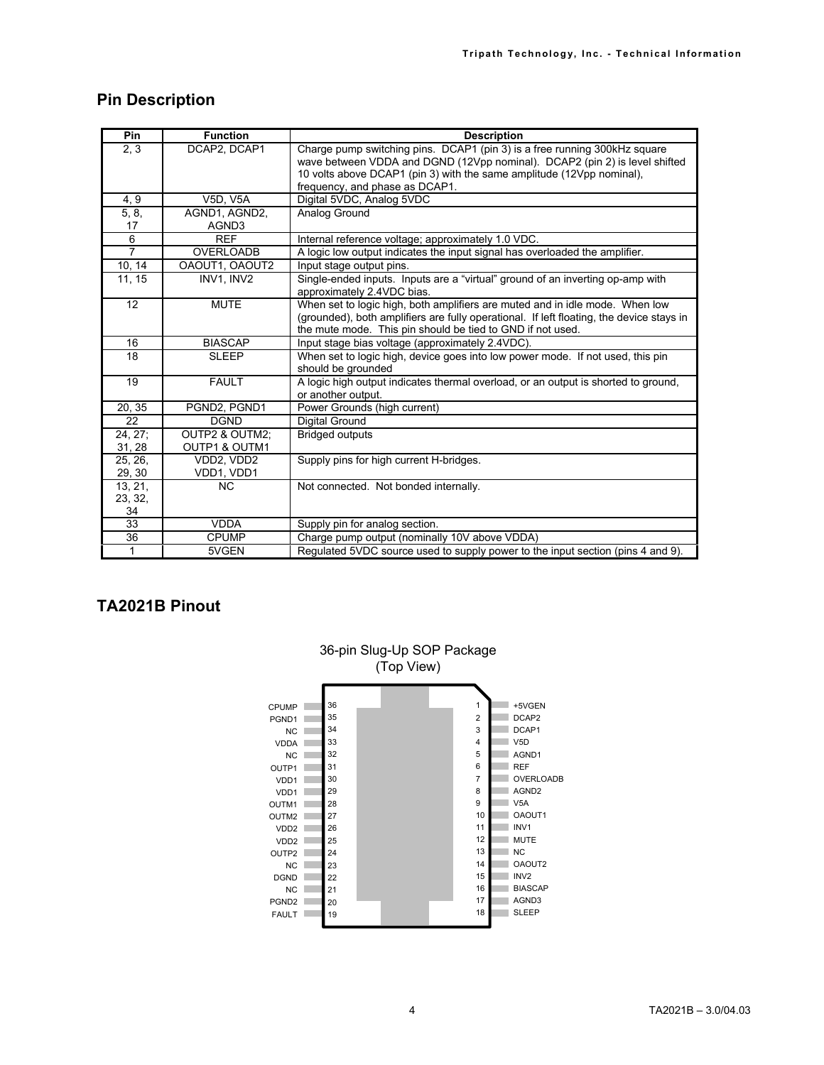## Pin Description

| Pin | Function | Description |
|---|---|---|
| 2, 3 | DCAP2, DCAP1 | Charge pump switching pins. DCAP1 (pin 3) is a free running 300kHz square wave between VDDA and DGND (12Vpp nominal). DCAP2 (pin 2) is level shifted 10 volts above DCAP1 (pin 3) with the same amplitude (12Vpp nominal), frequency, and phase as DCAP1. |
| 4, 9 | V5D, V5A | Digital 5VDC, Analog 5VDC |
| 5, 8, 17 | AGND1, AGND2, AGND3 | Analog Ground |
| 6 | REF | Internal reference voltage; approximately 1.0 VDC. |
| 7 | OVERLOADB | A logic low output indicates the input signal has overloaded the amplifier. |
| 10, 14 | OAOUT1, OAOUT2 | Input stage output pins. |
| 11, 15 | INV1, INV2 | Single-ended inputs. Inputs are a "virtual" ground of an inverting op-amp with approximately 2.4VDC bias. |
| 12 | MUTE | When set to logic high, both amplifiers are muted and in idle mode. When low (grounded), both amplifiers are fully operational. If left floating, the device stays in the mute mode. This pin should be tied to GND if not used. |
| 16 | BIASCAP | Input stage bias voltage (approximately 2.4VDC). |
| 18 | SLEEP | When set to logic high, device goes into low power mode. If not used, this pin should be grounded |
| 19 | FAULT | A logic high output indicates thermal overload, or an output is shorted to ground, or another output. |
| 20, 35 | PGND2, PGND1 | Power Grounds (high current) |
| 22 | DGND | Digital Ground |
| 24, 27; 31, 28 | OUTP2 & OUTM2; OUTP1 & OUTM1 | Bridged outputs |
| 25, 26, 29, 30 | VDD2, VDD2 VDD1, VDD1 | Supply pins for high current H-bridges. |
| 13, 21, 23, 32, 34 | NC | Not connected. Not bonded internally. |
| 33 | VDDA | Supply pin for analog section. |
| 36 | CPUMP | Charge pump output (nominally 10V above VDDA) |
| 1 | 5VGEN | Regulated 5VDC source used to supply power to the input section (pins 4 and 9). |

## TA2021B Pinout

36-pin Slug-Up SOP Package (Top View)

| Left pin name | Pin | Pin | Right pin name |
|---|---|---|---|
| CPUMP | 36 | 1 | +5VGEN |
| PGND1 | 35 | 2 | DCAP2 |
| NC | 34 | 3 | DCAP1 |
| VDDA | 33 | 4 | V5D |
| NC | 32 | 5 | AGND1 |
| OUTP1 | 31 | 6 | REF |
| VDD1 | 30 | 7 | OVERLOADB |
| VDD1 | 29 | 8 | AGND2 |
| OUTM1 | 28 | 9 | V5A |
| OUTM2 | 27 | 10 | OAOUT1 |
| VDD2 | 26 | 11 | INV1 |
| VDD2 | 25 | 12 | MUTE |
| OUTP2 | 24 | 13 | NC |
| NC | 23 | 14 | OAOUT2 |
| DGND | 22 | 15 | INV2 |
| NC | 21 | 16 | BIASCAP |
| PGND2 | 20 | 17 | AGND3 |
| FAULT | 19 | 18 | SLEEP |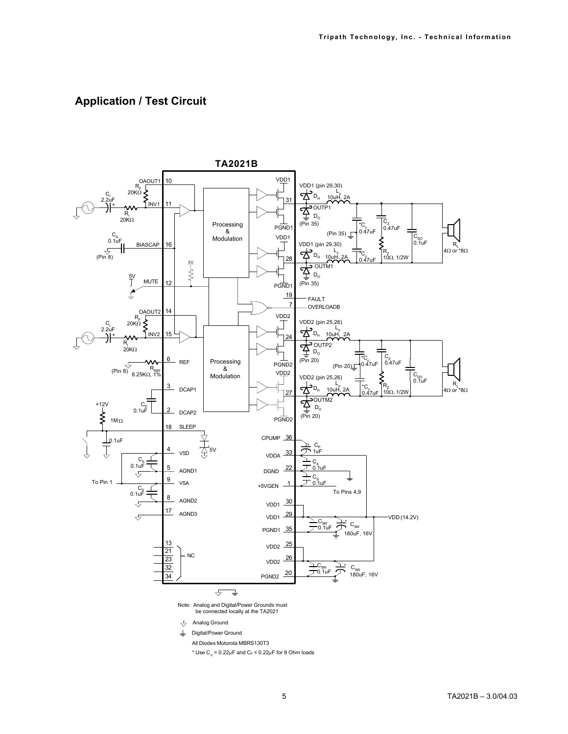## Application / Test Circuit

Note: Analog and Digital/Power Grounds must be connected locally at the TA2021

Analog Ground

Digital/Power Ground

All Diodes Motorola MBRS130T3

* Use $C_o$ = 0.22μF and Cz = 0.22μF for 8 Ohm loads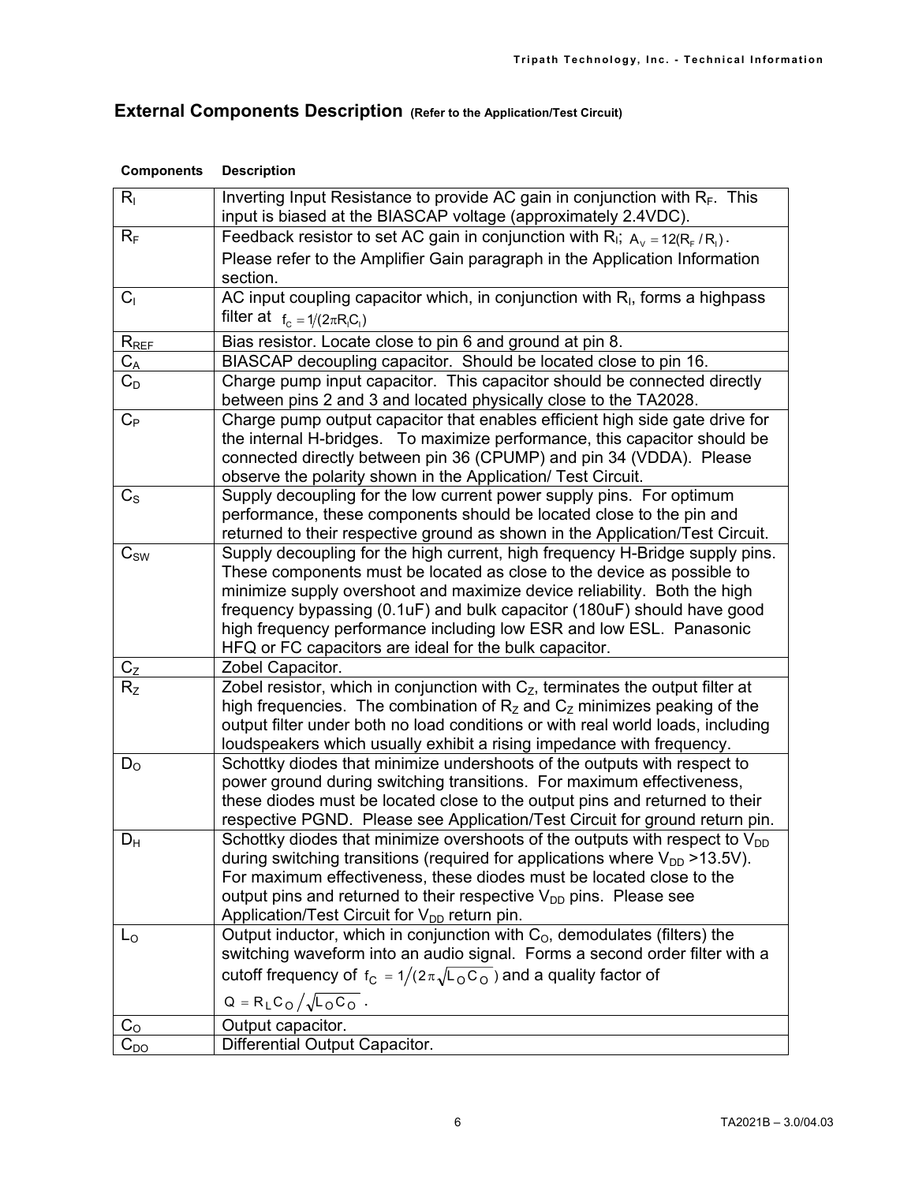## External Components Description (Refer to the Application/Test Circuit)

| Components | Description |
|---|---|
| $R_I$ | Inverting Input Resistance to provide AC gain in conjunction with $R_F$. This input is biased at the BIASCAP voltage (approximately 2.4VDC). |
| $R_F$ | Feedback resistor to set AC gain in conjunction with $R_I$; $A_V = 12(R_F / R_I)$. Please refer to the Amplifier Gain paragraph in the Application Information section. |
| $C_I$ | AC input coupling capacitor which, in conjunction with $R_I$, forms a highpass filter at $f_C = 1/(2\pi R_I C_I)$ |
| $R_{REF}$ | Bias resistor. Locate close to pin 6 and ground at pin 8. |
| $C_A$ | BIASCAP decoupling capacitor. Should be located close to pin 16. |
| $C_D$ | Charge pump input capacitor. This capacitor should be connected directly between pins 2 and 3 and located physically close to the TA2028. |
| $C_P$ | Charge pump output capacitor that enables efficient high side gate drive for the internal H-bridges. To maximize performance, this capacitor should be connected directly between pin 36 (CPUMP) and pin 34 (VDDA). Please observe the polarity shown in the Application/ Test Circuit. |
| $C_S$ | Supply decoupling for the low current power supply pins. For optimum performance, these components should be located close to the pin and returned to their respective ground as shown in the Application/Test Circuit. |
| $C_{SW}$ | Supply decoupling for the high current, high frequency H-Bridge supply pins. These components must be located as close to the device as possible to minimize supply overshoot and maximize device reliability. Both the high frequency bypassing (0.1uF) and bulk capacitor (180uF) should have good high frequency performance including low ESR and low ESL. Panasonic HFQ or FC capacitors are ideal for the bulk capacitor. |
| $C_Z$ | Zobel Capacitor. |
| $R_Z$ | Zobel resistor, which in conjunction with $C_Z$, terminates the output filter at high frequencies. The combination of $R_Z$ and $C_Z$ minimizes peaking of the output filter under both no load conditions or with real world loads, including loudspeakers which usually exhibit a rising impedance with frequency. |
| $D_O$ | Schottky diodes that minimize undershoots of the outputs with respect to power ground during switching transitions. For maximum effectiveness, these diodes must be located close to the output pins and returned to their respective PGND. Please see Application/Test Circuit for ground return pin. |
| $D_H$ | Schottky diodes that minimize overshoots of the outputs with respect to $V_{DD}$ during switching transitions (required for applications where $V_{DD}$ >13.5V). For maximum effectiveness, these diodes must be located close to the output pins and returned to their respective $V_{DD}$ pins. Please see Application/Test Circuit for $V_{DD}$ return pin. |
| $L_O$ | Output inductor, which in conjunction with $C_O$, demodulates (filters) the switching waveform into an audio signal. Forms a second order filter with a cutoff frequency of $f_C = 1/(2\pi\sqrt{L_O C_O})$ and a quality factor of $Q = R_L C_O / \sqrt{L_O C_O}$ . |
| $C_O$ | Output capacitor. |
| $C_{DO}$ | Differential Output Capacitor. |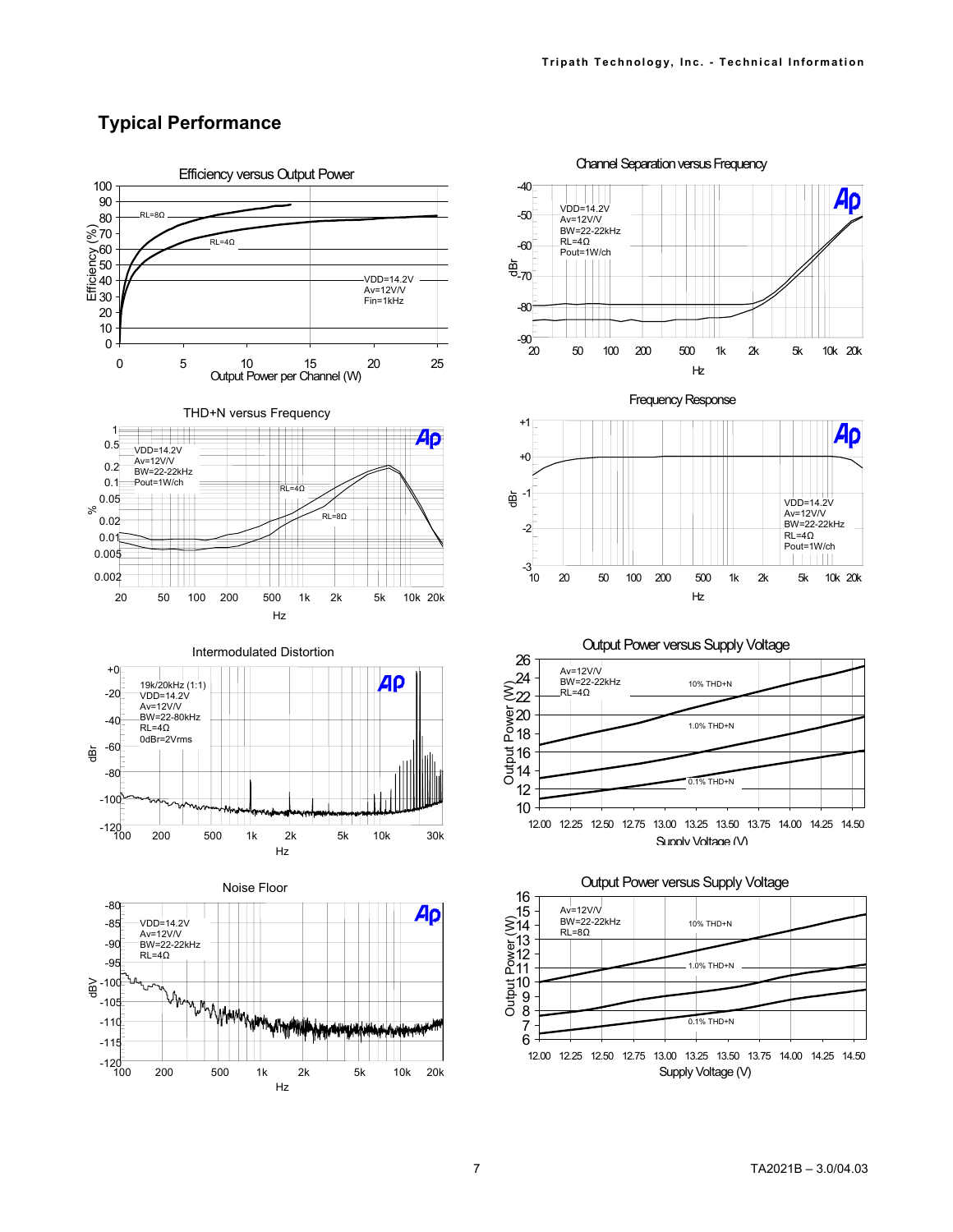## Typical Performance

**Efficiency versus Output Power**

RL=8Ω, RL=4Ω

VDD=14.2V
Av=12V/V
Fin=1kHz

**Channel Separation versus Frequency**

VDD=14.2V
Av=12V/V
BW=22-22kHz
RL=4Ω
Pout=1W/ch

**THD+N versus Frequency**

VDD=14.2V
Av=12V/V
BW=22-22kHz
Pout=1W/ch

RL=4Ω, RL=8Ω

**Frequency Response**

VDD=14.2V
Av=12V/V
BW=22-22kHz
RL=4Ω
Pout=1W/ch

**Intermodulated Distortion**

19k/20kHz (1:1)
VDD=14.2V
Av=12V/V
BW=22-80kHz
RL=4Ω
0dBr=2Vrms

**Output Power versus Supply Voltage**

Av=12V/V
BW=22-22kHz
RL=4Ω

10% THD+N, 1.0% THD+N, 0.1% THD+N

**Noise Floor**

VDD=14.2V
Av=12V/V
BW=22-22kHz
RL=4Ω

**Output Power versus Supply Voltage**

Av=12V/V
BW=22-22kHz
RL=8Ω

10% THD+N, 1.0% THD+N, 0.1% THD+N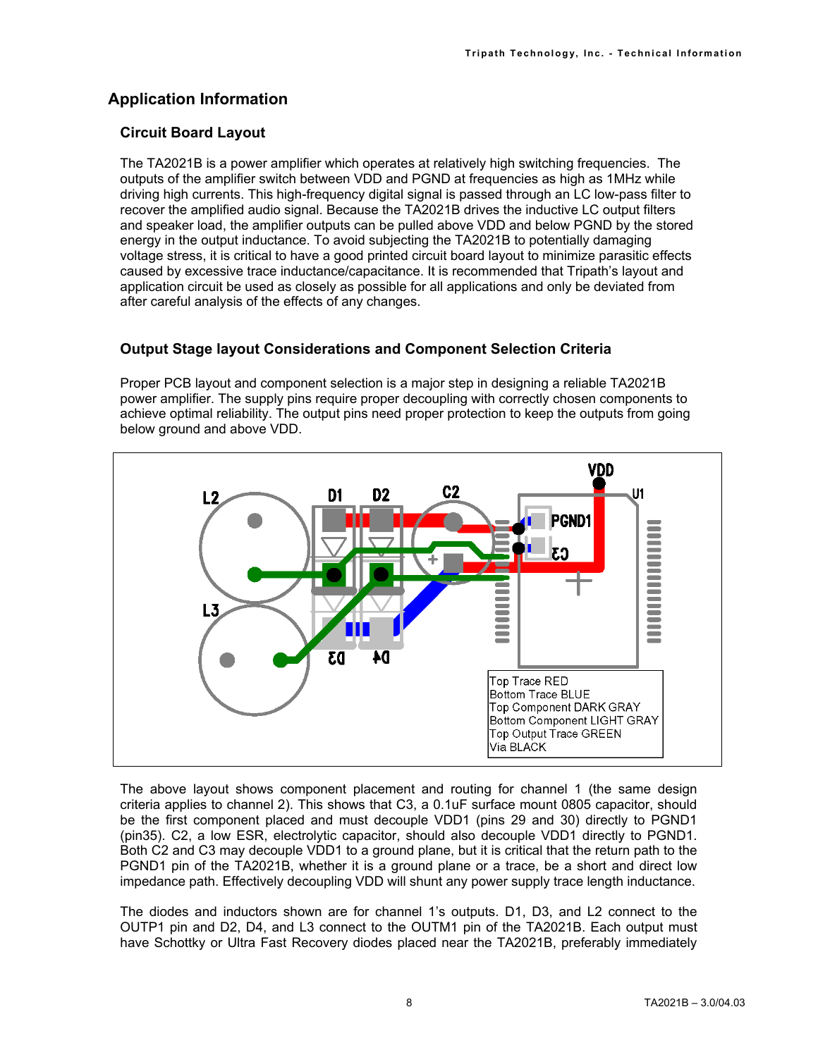## Application Information

### Circuit Board Layout

The TA2021B is a power amplifier which operates at relatively high switching frequencies. The outputs of the amplifier switch between VDD and PGND at frequencies as high as 1MHz while driving high currents. This high-frequency digital signal is passed through an LC low-pass filter to recover the amplified audio signal. Because the TA2021B drives the inductive LC output filters and speaker load, the amplifier outputs can be pulled above VDD and below PGND by the stored energy in the output inductance. To avoid subjecting the TA2021B to potentially damaging voltage stress, it is critical to have a good printed circuit board layout to minimize parasitic effects caused by excessive trace inductance/capacitance. It is recommended that Tripath's layout and application circuit be used as closely as possible for all applications and only be deviated from after careful analysis of the effects of any changes.

### Output Stage layout Considerations and Component Selection Criteria

Proper PCB layout and component selection is a major step in designing a reliable TA2021B power amplifier. The supply pins require proper decoupling with correctly chosen components to achieve optimal reliability. The output pins need proper protection to keep the outputs from going below ground and above VDD.

Top Trace RED
Bottom Trace BLUE
Top Component DARK GRAY
Bottom Component LIGHT GRAY
Top Output Trace GREEN
Via BLACK

The above layout shows component placement and routing for channel 1 (the same design criteria applies to channel 2). This shows that C3, a 0.1uF surface mount 0805 capacitor, should be the first component placed and must decouple VDD1 (pins 29 and 30) directly to PGND1 (pin35). C2, a low ESR, electrolytic capacitor, should also decouple VDD1 directly to PGND1. Both C2 and C3 may decouple VDD1 to a ground plane, but it is critical that the return path to the PGND1 pin of the TA2021B, whether it is a ground plane or a trace, be a short and direct low impedance path. Effectively decoupling VDD will shunt any power supply trace length inductance.

The diodes and inductors shown are for channel 1's outputs. D1, D3, and L2 connect to the OUTP1 pin and D2, D4, and L3 connect to the OUTM1 pin of the TA2021B. Each output must have Schottky or Ultra Fast Recovery diodes placed near the TA2021B, preferably immediately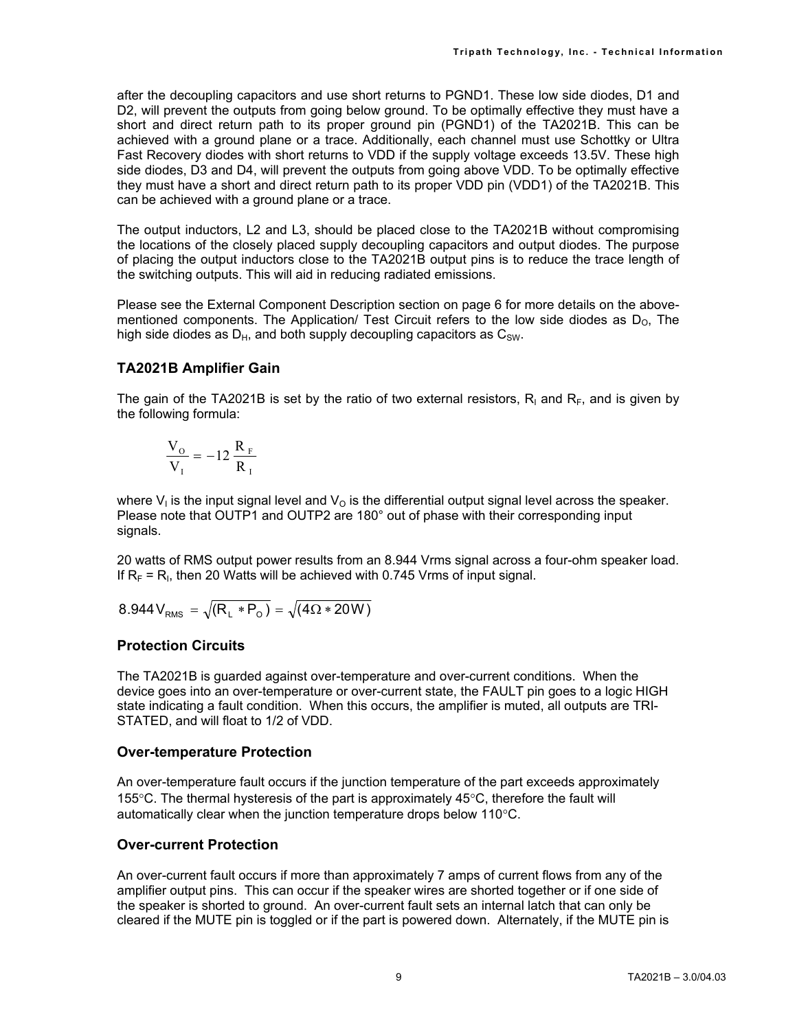after the decoupling capacitors and use short returns to PGND1. These low side diodes, D1 and D2, will prevent the outputs from going below ground. To be optimally effective they must have a short and direct return path to its proper ground pin (PGND1) of the TA2021B. This can be achieved with a ground plane or a trace. Additionally, each channel must use Schottky or Ultra Fast Recovery diodes with short returns to VDD if the supply voltage exceeds 13.5V. These high side diodes, D3 and D4, will prevent the outputs from going above VDD. To be optimally effective they must have a short and direct return path to its proper VDD pin (VDD1) of the TA2021B. This can be achieved with a ground plane or a trace.

The output inductors, L2 and L3, should be placed close to the TA2021B without compromising the locations of the closely placed supply decoupling capacitors and output diodes. The purpose of placing the output inductors close to the TA2021B output pins is to reduce the trace length of the switching outputs. This will aid in reducing radiated emissions.

Please see the External Component Description section on page 6 for more details on the above-mentioned components. The Application/ Test Circuit refers to the low side diodes as $D_O$, The high side diodes as $D_H$, and both supply decoupling capacitors as $C_{SW}$.

### TA2021B Amplifier Gain

The gain of the TA2021B is set by the ratio of two external resistors, $R_I$ and $R_F$, and is given by the following formula:

$$\frac{V_O}{V_I} = -12\frac{R_F}{R_I}$$

where $V_I$ is the input signal level and $V_O$ is the differential output signal level across the speaker. Please note that OUTP1 and OUTP2 are 180° out of phase with their corresponding input signals.

20 watts of RMS output power results from an 8.944 Vrms signal across a four-ohm speaker load. If $R_F = R_I$, then 20 Watts will be achieved with 0.745 Vrms of input signal.

$$8.944\,V_{RMS} = \sqrt{(R_L * P_O)} = \sqrt{(4\Omega * 20W)}$$

### Protection Circuits

The TA2021B is guarded against over-temperature and over-current conditions. When the device goes into an over-temperature or over-current state, the FAULT pin goes to a logic HIGH state indicating a fault condition. When this occurs, the amplifier is muted, all outputs are TRI-STATED, and will float to 1/2 of VDD.

### Over-temperature Protection

An over-temperature fault occurs if the junction temperature of the part exceeds approximately 155°C. The thermal hysteresis of the part is approximately 45°C, therefore the fault will automatically clear when the junction temperature drops below 110°C.

### Over-current Protection

An over-current fault occurs if more than approximately 7 amps of current flows from any of the amplifier output pins. This can occur if the speaker wires are shorted together or if one side of the speaker is shorted to ground. An over-current fault sets an internal latch that can only be cleared if the MUTE pin is toggled or if the part is powered down. Alternately, if the MUTE pin is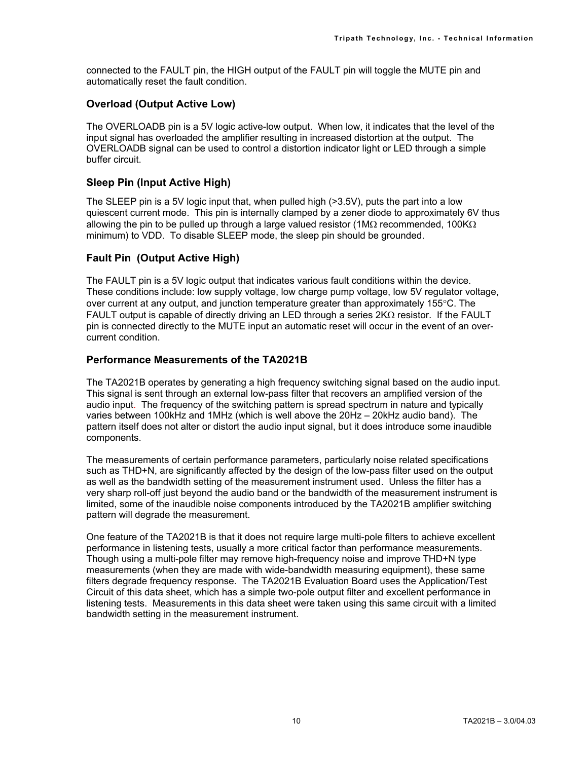connected to the FAULT pin, the HIGH output of the FAULT pin will toggle the MUTE pin and automatically reset the fault condition.

### Overload (Output Active Low)

The OVERLOADB pin is a 5V logic active-low output. When low, it indicates that the level of the input signal has overloaded the amplifier resulting in increased distortion at the output. The OVERLOADB signal can be used to control a distortion indicator light or LED through a simple buffer circuit.

### Sleep Pin (Input Active High)

The SLEEP pin is a 5V logic input that, when pulled high (>3.5V), puts the part into a low quiescent current mode. This pin is internally clamped by a zener diode to approximately 6V thus allowing the pin to be pulled up through a large valued resistor (1MΩ recommended, 100KΩ minimum) to VDD. To disable SLEEP mode, the sleep pin should be grounded.

### Fault Pin (Output Active High)

The FAULT pin is a 5V logic output that indicates various fault conditions within the device. These conditions include: low supply voltage, low charge pump voltage, low 5V regulator voltage, over current at any output, and junction temperature greater than approximately 155°C. The FAULT output is capable of directly driving an LED through a series 2KΩ resistor. If the FAULT pin is connected directly to the MUTE input an automatic reset will occur in the event of an over-current condition.

### Performance Measurements of the TA2021B

The TA2021B operates by generating a high frequency switching signal based on the audio input. This signal is sent through an external low-pass filter that recovers an amplified version of the audio input. The frequency of the switching pattern is spread spectrum in nature and typically varies between 100kHz and 1MHz (which is well above the 20Hz – 20kHz audio band). The pattern itself does not alter or distort the audio input signal, but it does introduce some inaudible components.

The measurements of certain performance parameters, particularly noise related specifications such as THD+N, are significantly affected by the design of the low-pass filter used on the output as well as the bandwidth setting of the measurement instrument used. Unless the filter has a very sharp roll-off just beyond the audio band or the bandwidth of the measurement instrument is limited, some of the inaudible noise components introduced by the TA2021B amplifier switching pattern will degrade the measurement.

One feature of the TA2021B is that it does not require large multi-pole filters to achieve excellent performance in listening tests, usually a more critical factor than performance measurements. Though using a multi-pole filter may remove high-frequency noise and improve THD+N type measurements (when they are made with wide-bandwidth measuring equipment), these same filters degrade frequency response. The TA2021B Evaluation Board uses the Application/Test Circuit of this data sheet, which has a simple two-pole output filter and excellent performance in listening tests. Measurements in this data sheet were taken using this same circuit with a limited bandwidth setting in the measurement instrument.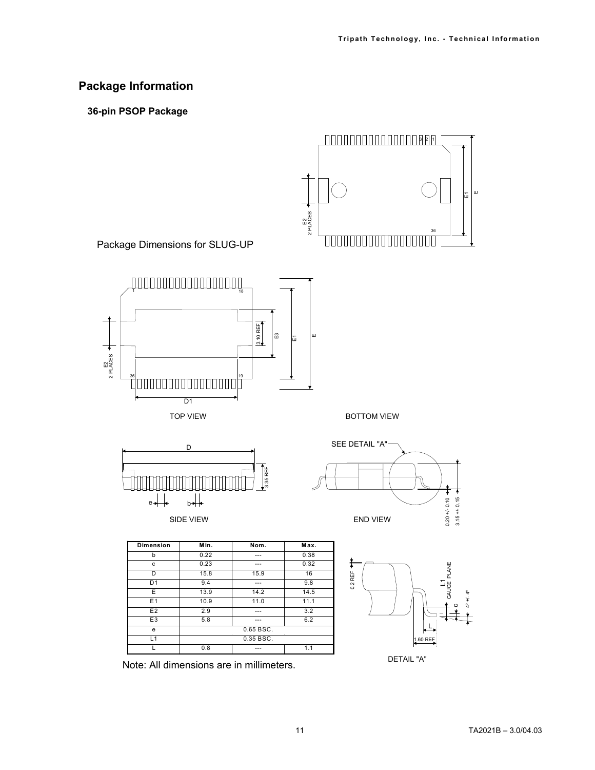## Package Information

### 36-pin PSOP Package

Package Dimensions for SLUG-UP

TOP VIEW

BOTTOM VIEW

SIDE VIEW

END VIEW

DETAIL "A"

| Dimension | Min. | Nom. | Max. |
|---|---|---|---|
| b | 0.22 | --- | 0.38 |
| c | 0.23 | --- | 0.32 |
| D | 15.8 | 15.9 | 16 |
| D1 | 9.4 | --- | 9.8 |
| E | 13.9 | 14.2 | 14.5 |
| E1 | 10.9 | 11.0 | 11.1 |
| E2 | 2.9 | --- | 3.2 |
| E3 | 5.8 | --- | 6.2 |
| e | 0.65 BSC. | | |
| L1 | 0.35 BSC. | | |
| L | 0.8 | --- | 1.1 |

Note: All dimensions are in millimeters.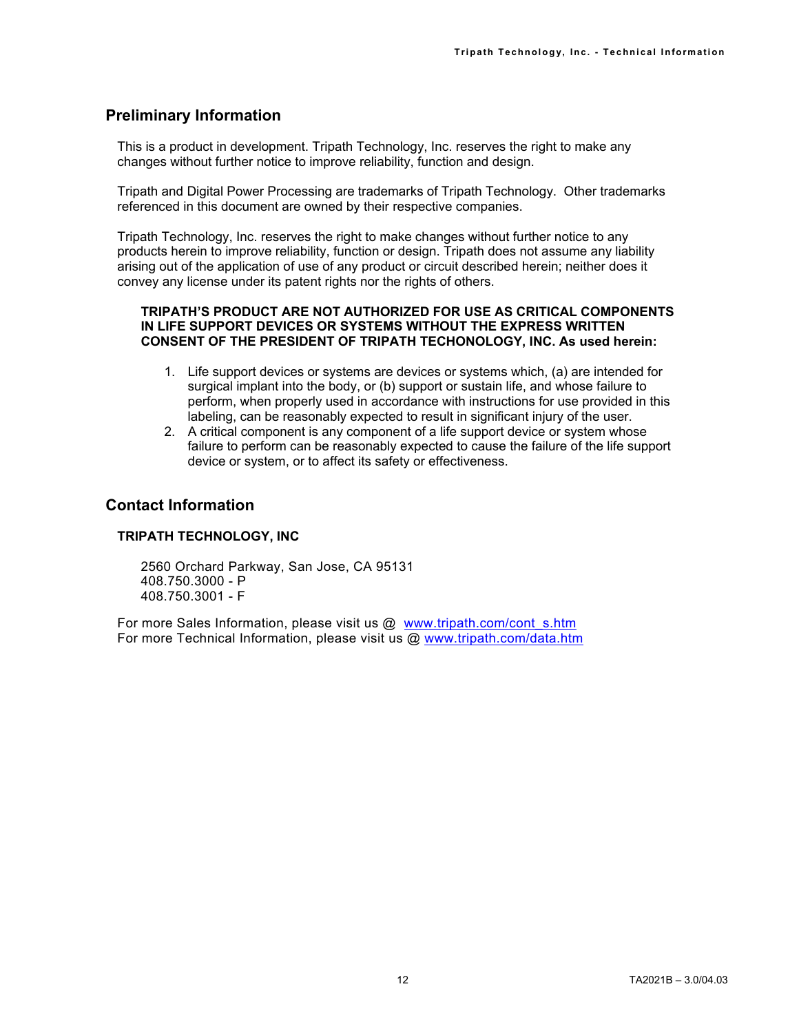## Preliminary Information

This is a product in development. Tripath Technology, Inc. reserves the right to make any changes without further notice to improve reliability, function and design.

Tripath and Digital Power Processing are trademarks of Tripath Technology. Other trademarks referenced in this document are owned by their respective companies.

Tripath Technology, Inc. reserves the right to make changes without further notice to any products herein to improve reliability, function or design. Tripath does not assume any liability arising out of the application of use of any product or circuit described herein; neither does it convey any license under its patent rights nor the rights of others.

**TRIPATH'S PRODUCT ARE NOT AUTHORIZED FOR USE AS CRITICAL COMPONENTS IN LIFE SUPPORT DEVICES OR SYSTEMS WITHOUT THE EXPRESS WRITTEN CONSENT OF THE PRESIDENT OF TRIPATH TECHONOLOGY, INC. As used herein:**

1. Life support devices or systems are devices or systems which, (a) are intended for surgical implant into the body, or (b) support or sustain life, and whose failure to perform, when properly used in accordance with instructions for use provided in this labeling, can be reasonably expected to result in significant injury of the user.
2. A critical component is any component of a life support device or system whose failure to perform can be reasonably expected to cause the failure of the life support device or system, or to affect its safety or effectiveness.

## Contact Information

**TRIPATH TECHNOLOGY, INC**

2560 Orchard Parkway, San Jose, CA 95131
408.750.3000 - P
408.750.3001 - F

For more Sales Information, please visit us @ www.tripath.com/cont_s.htm
For more Technical Information, please visit us @ www.tripath.com/data.htm